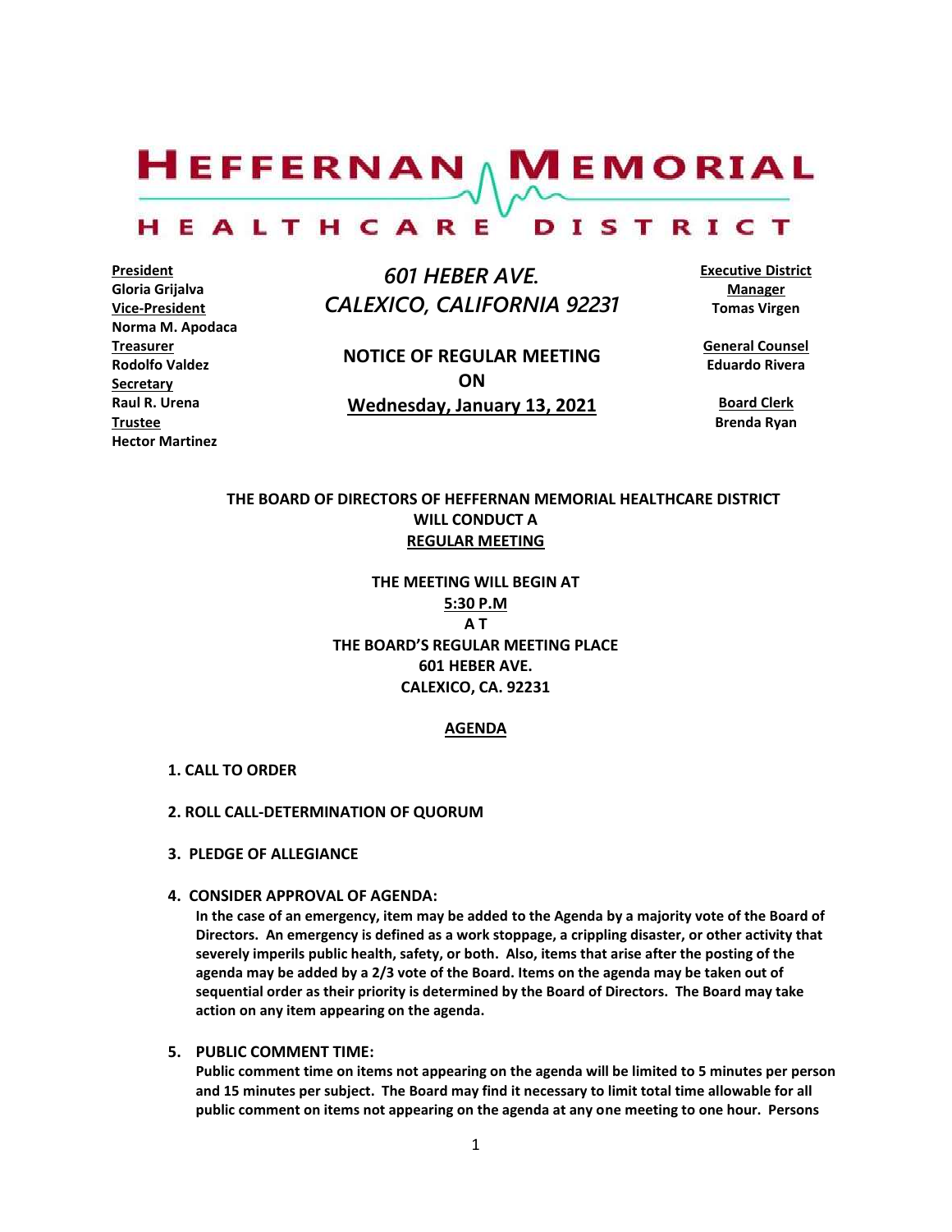# HEFFERNAN MEMORIAL HEALTHCARE DISTRICT

**President**
**Gloria Grijalva**
**Vice-President**
**Norma M. Apodaca**
**Treasurer**
**Rodolfo Valdez**
**Secretary**
**Raul R. Urena**
**Trustee**
**Hector Martinez**

*601 HEBER AVE.*
*CALEXICO, CALIFORNIA 92231*

**NOTICE OF REGULAR MEETING**
**ON**
**Wednesday, January 13, 2021**

**Executive District Manager**
**Tomas Virgen**

**General Counsel**
**Eduardo Rivera**

**Board Clerk**
**Brenda Ryan**

**THE BOARD OF DIRECTORS OF HEFFERNAN MEMORIAL HEALTHCARE DISTRICT WILL CONDUCT A REGULAR MEETING**

**THE MEETING WILL BEGIN AT**
**5:30 P.M**
**A T**
**THE BOARD'S REGULAR MEETING PLACE**
**601 HEBER AVE.**
**CALEXICO, CA. 92231**

## AGENDA

**1. CALL TO ORDER**

**2. ROLL CALL-DETERMINATION OF QUORUM**

**3. PLEDGE OF ALLEGIANCE**

**4. CONSIDER APPROVAL OF AGENDA:**
**In the case of an emergency, item may be added to the Agenda by a majority vote of the Board of Directors. An emergency is defined as a work stoppage, a crippling disaster, or other activity that severely imperils public health, safety, or both. Also, items that arise after the posting of the agenda may be added by a 2/3 vote of the Board. Items on the agenda may be taken out of sequential order as their priority is determined by the Board of Directors. The Board may take action on any item appearing on the agenda.**

**5. PUBLIC COMMENT TIME:**
**Public comment time on items not appearing on the agenda will be limited to 5 minutes per person and 15 minutes per subject. The Board may find it necessary to limit total time allowable for all public comment on items not appearing on the agenda at any one meeting to one hour. Persons**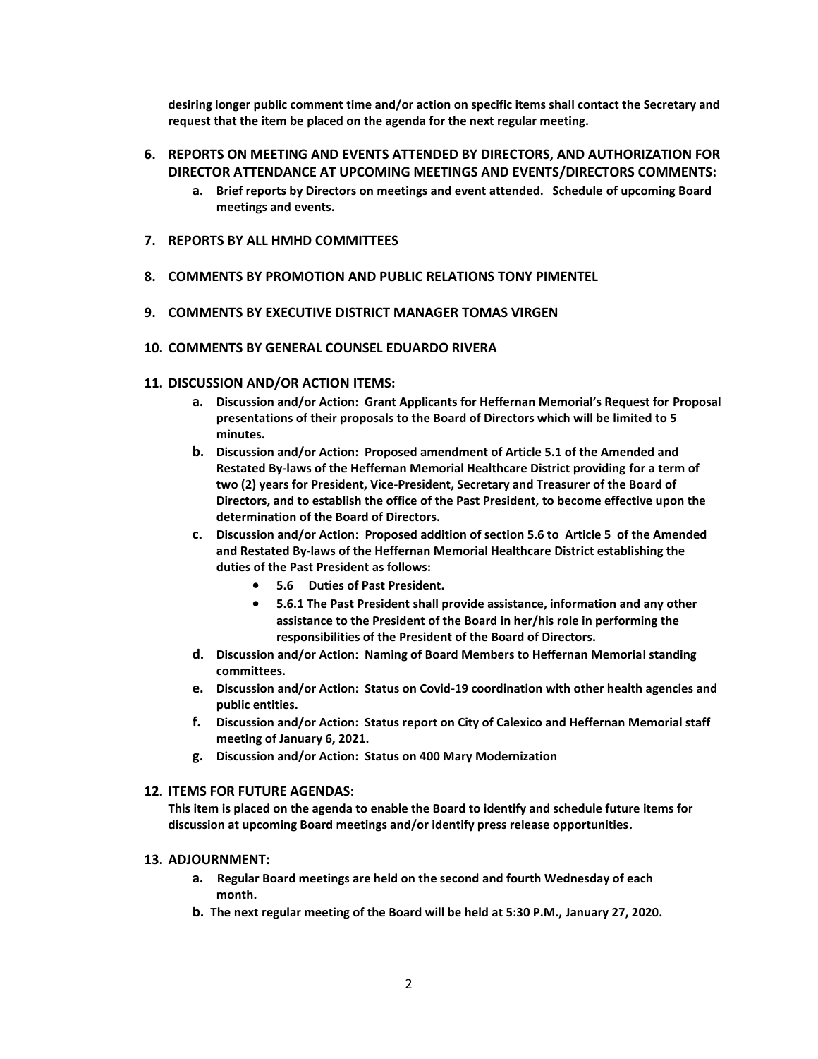**desiring longer public comment time and/or action on specific items shall contact the Secretary and request that the item be placed on the agenda for the next regular meeting.**

6. **REPORTS ON MEETING AND EVENTS ATTENDED BY DIRECTORS, AND AUTHORIZATION FOR DIRECTOR ATTENDANCE AT UPCOMING MEETINGS AND EVENTS/DIRECTORS COMMENTS:**
   a. **Brief reports by Directors on meetings and event attended. Schedule of upcoming Board meetings and events.**

7. **REPORTS BY ALL HMHD COMMITTEES**

8. **COMMENTS BY PROMOTION AND PUBLIC RELATIONS TONY PIMENTEL**

9. **COMMENTS BY EXECUTIVE DISTRICT MANAGER TOMAS VIRGEN**

10. **COMMENTS BY GENERAL COUNSEL EDUARDO RIVERA**

11. **DISCUSSION AND/OR ACTION ITEMS:**
    a. **Discussion and/or Action: Grant Applicants for Heffernan Memorial's Request for Proposal presentations of their proposals to the Board of Directors which will be limited to 5 minutes.**
    b. **Discussion and/or Action: Proposed amendment of Article 5.1 of the Amended and Restated By-laws of the Heffernan Memorial Healthcare District providing for a term of two (2) years for President, Vice-President, Secretary and Treasurer of the Board of Directors, and to establish the office of the Past President, to become effective upon the determination of the Board of Directors.**
    c. **Discussion and/or Action: Proposed addition of section 5.6 to Article 5 of the Amended and Restated By-laws of the Heffernan Memorial Healthcare District establishing the duties of the Past President as follows:**
       - **5.6 Duties of Past President.**
       - **5.6.1 The Past President shall provide assistance, information and any other assistance to the President of the Board in her/his role in performing the responsibilities of the President of the Board of Directors.**
    d. **Discussion and/or Action: Naming of Board Members to Heffernan Memorial standing committees.**
    e. **Discussion and/or Action: Status on Covid-19 coordination with other health agencies and public entities.**
    f. **Discussion and/or Action: Status report on City of Calexico and Heffernan Memorial staff meeting of January 6, 2021.**
    g. **Discussion and/or Action: Status on 400 Mary Modernization**

12. **ITEMS FOR FUTURE AGENDAS:**
    **This item is placed on the agenda to enable the Board to identify and schedule future items for discussion at upcoming Board meetings and/or identify press release opportunities.**

13. **ADJOURNMENT:**
    a. **Regular Board meetings are held on the second and fourth Wednesday of each month.**
    b. **The next regular meeting of the Board will be held at 5:30 P.M., January 27, 2020.**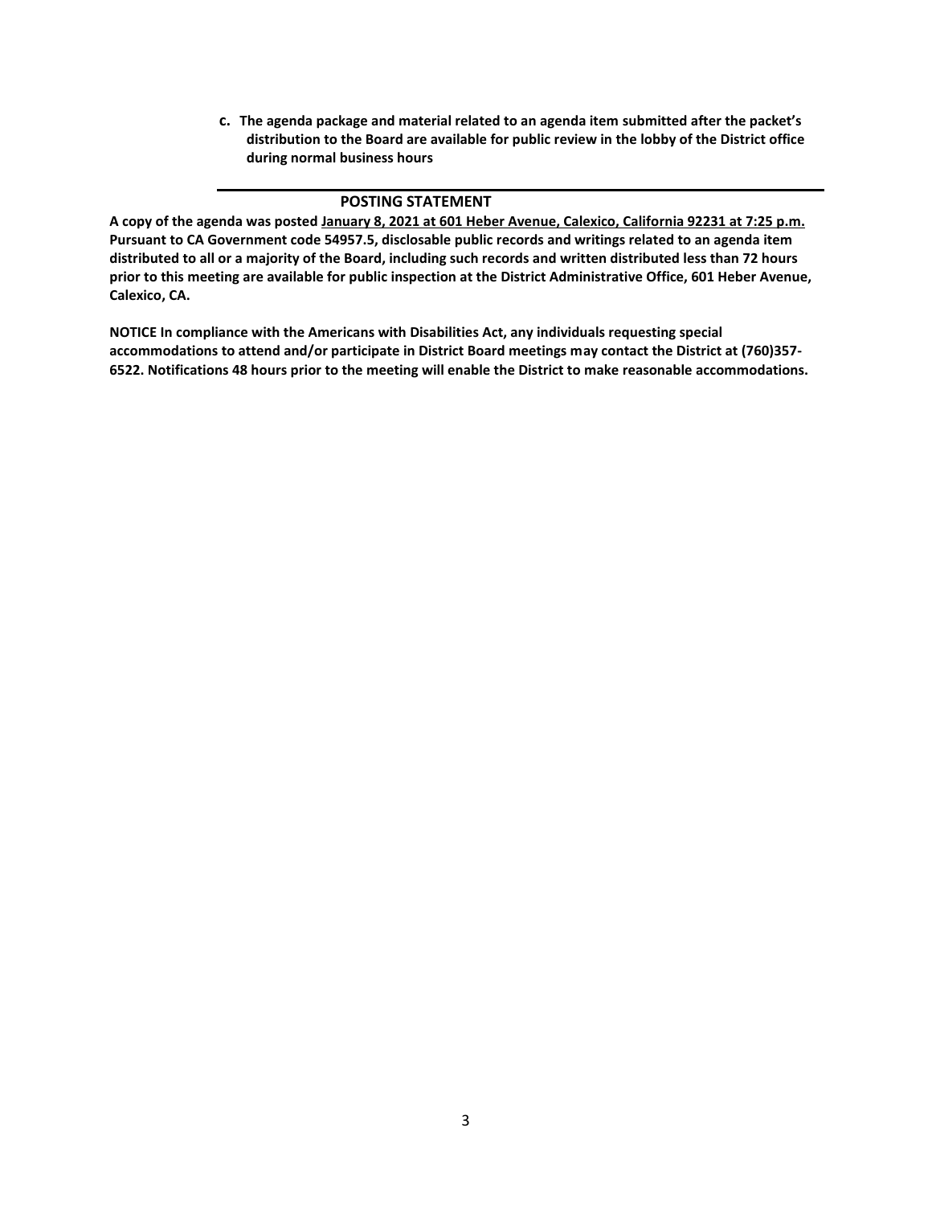**c. The agenda package and material related to an agenda item submitted after the packet's distribution to the Board are available for public review in the lobby of the District office during normal business hours**

---

## POSTING STATEMENT

**A copy of the agenda was posted <u>January 8, 2021 at 601 Heber Avenue, Calexico, California 92231 at 7:25 p.m.</u> Pursuant to CA Government code 54957.5, disclosable public records and writings related to an agenda item distributed to all or a majority of the Board, including such records and written distributed less than 72 hours prior to this meeting are available for public inspection at the District Administrative Office, 601 Heber Avenue, Calexico, CA.**

**NOTICE In compliance with the Americans with Disabilities Act, any individuals requesting special accommodations to attend and/or participate in District Board meetings may contact the District at (760)357-6522. Notifications 48 hours prior to the meeting will enable the District to make reasonable accommodations.**